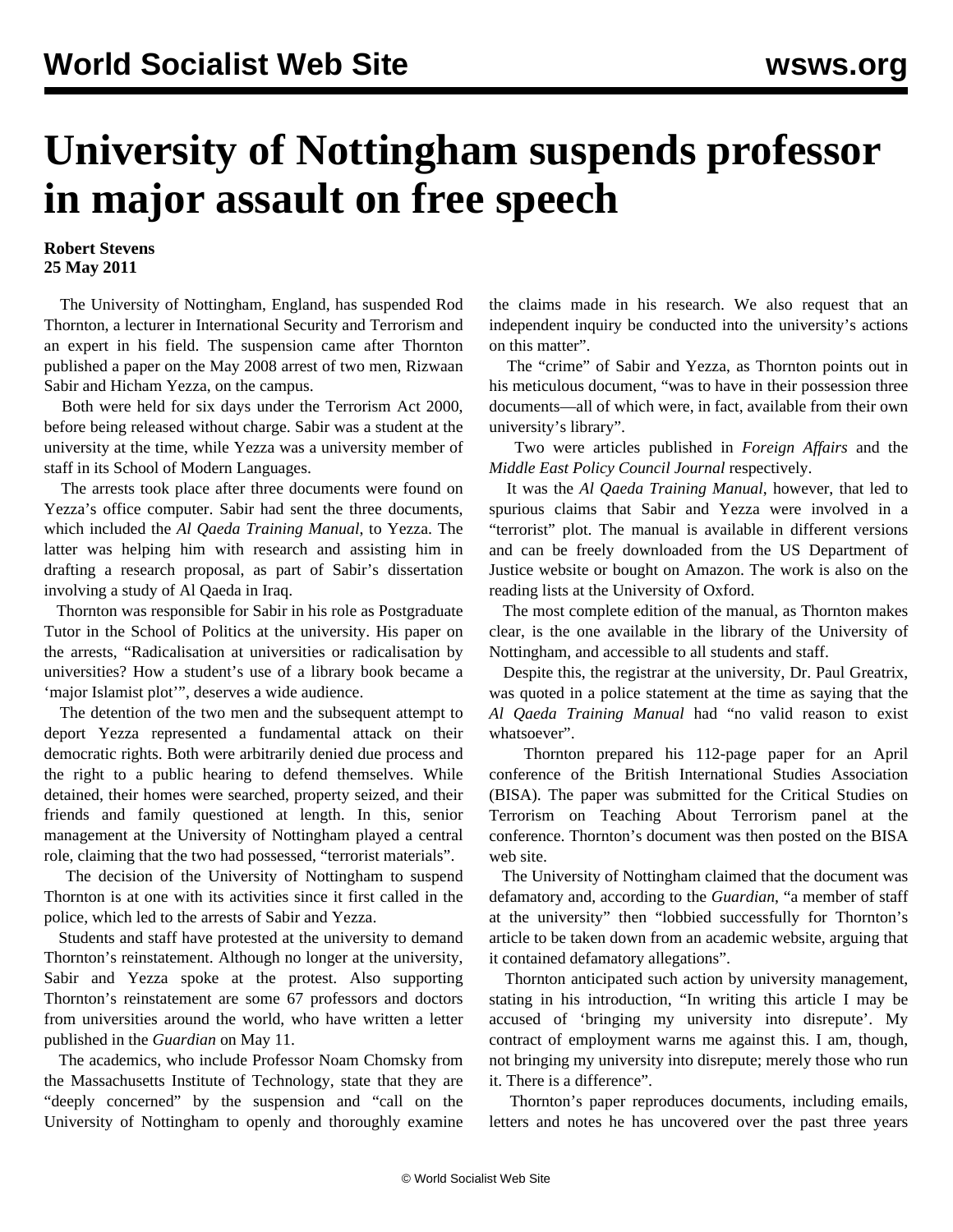# University of Nottingham suspends professor in major assault on free speech

**Robert Stevens**
**25 May 2011**

The University of Nottingham, England, has suspended Rod Thornton, a lecturer in International Security and Terrorism and an expert in his field. The suspension came after Thornton published a paper on the May 2008 arrest of two men, Rizwaan Sabir and Hicham Yezza, on the campus.

Both were held for six days under the Terrorism Act 2000, before being released without charge. Sabir was a student at the university at the time, while Yezza was a university member of staff in its School of Modern Languages.

The arrests took place after three documents were found on Yezza's office computer. Sabir had sent the three documents, which included the *Al Qaeda Training Manual*, to Yezza. The latter was helping him with research and assisting him in drafting a research proposal, as part of Sabir's dissertation involving a study of Al Qaeda in Iraq.

Thornton was responsible for Sabir in his role as Postgraduate Tutor in the School of Politics at the university. His paper on the arrests, "Radicalisation at universities or radicalisation by universities? How a student's use of a library book became a 'major Islamist plot'", deserves a wide audience.

The detention of the two men and the subsequent attempt to deport Yezza represented a fundamental attack on their democratic rights. Both were arbitrarily denied due process and the right to a public hearing to defend themselves. While detained, their homes were searched, property seized, and their friends and family questioned at length. In this, senior management at the University of Nottingham played a central role, claiming that the two had possessed, "terrorist materials".

The decision of the University of Nottingham to suspend Thornton is at one with its activities since it first called in the police, which led to the arrests of Sabir and Yezza.

Students and staff have protested at the university to demand Thornton's reinstatement. Although no longer at the university, Sabir and Yezza spoke at the protest. Also supporting Thornton's reinstatement are some 67 professors and doctors from universities around the world, who have written a letter published in the *Guardian* on May 11.

The academics, who include Professor Noam Chomsky from the Massachusetts Institute of Technology, state that they are "deeply concerned" by the suspension and "call on the University of Nottingham to openly and thoroughly examine the claims made in his research. We also request that an independent inquiry be conducted into the university's actions on this matter".

The "crime" of Sabir and Yezza, as Thornton points out in his meticulous document, "was to have in their possession three documents—all of which were, in fact, available from their own university's library".

Two were articles published in *Foreign Affairs* and the *Middle East Policy Council Journal* respectively.

It was the *Al Qaeda Training Manual*, however, that led to spurious claims that Sabir and Yezza were involved in a "terrorist" plot. The manual is available in different versions and can be freely downloaded from the US Department of Justice website or bought on Amazon. The work is also on the reading lists at the University of Oxford.

The most complete edition of the manual, as Thornton makes clear, is the one available in the library of the University of Nottingham, and accessible to all students and staff.

Despite this, the registrar at the university, Dr. Paul Greatrix, was quoted in a police statement at the time as saying that the *Al Qaeda Training Manual* had "no valid reason to exist whatsoever".

Thornton prepared his 112-page paper for an April conference of the British International Studies Association (BISA). The paper was submitted for the Critical Studies on Terrorism on Teaching About Terrorism panel at the conference. Thornton's document was then posted on the BISA web site.

The University of Nottingham claimed that the document was defamatory and, according to the *Guardian*, "a member of staff at the university" then "lobbied successfully for Thornton's article to be taken down from an academic website, arguing that it contained defamatory allegations".

Thornton anticipated such action by university management, stating in his introduction, "In writing this article I may be accused of 'bringing my university into disrepute'. My contract of employment warns me against this. I am, though, not bringing my university into disrepute; merely those who run it. There is a difference".

Thornton's paper reproduces documents, including emails, letters and notes he has uncovered over the past three years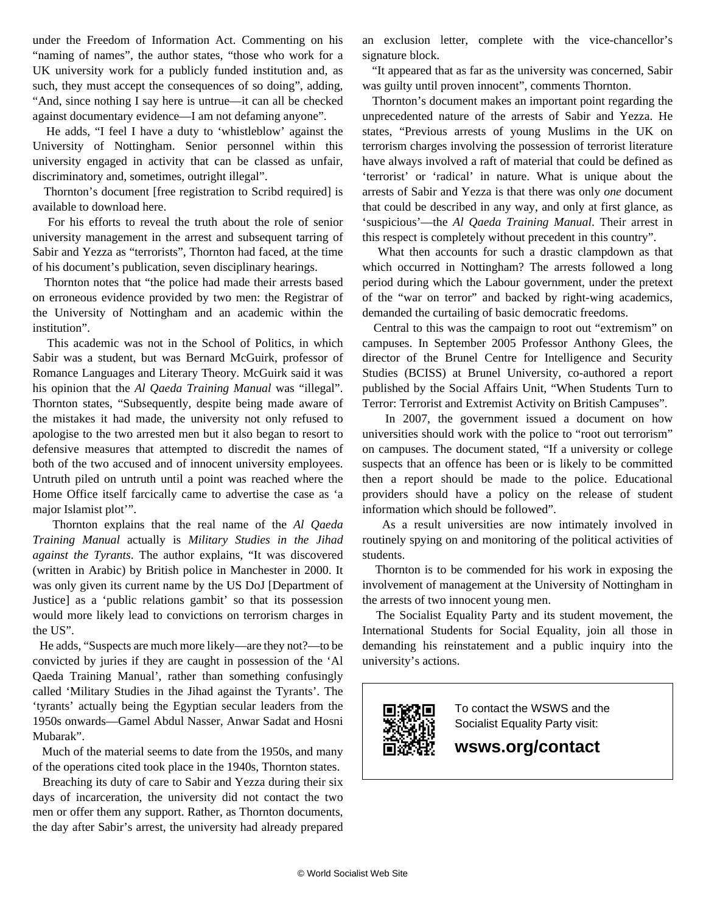under the Freedom of Information Act. Commenting on his "naming of names", the author states, "those who work for a UK university work for a publicly funded institution and, as such, they must accept the consequences of so doing", adding, "And, since nothing I say here is untrue—it can all be checked against documentary evidence—I am not defaming anyone".

He adds, "I feel I have a duty to 'whistleblow' against the University of Nottingham. Senior personnel within this university engaged in activity that can be classed as unfair, discriminatory and, sometimes, outright illegal".

Thornton's document [free registration to Scribd required] is available to download here.

For his efforts to reveal the truth about the role of senior university management in the arrest and subsequent tarring of Sabir and Yezza as "terrorists", Thornton had faced, at the time of his document's publication, seven disciplinary hearings.

Thornton notes that "the police had made their arrests based on erroneous evidence provided by two men: the Registrar of the University of Nottingham and an academic within the institution".

This academic was not in the School of Politics, in which Sabir was a student, but was Bernard McGuirk, professor of Romance Languages and Literary Theory. McGuirk said it was his opinion that the *Al Qaeda Training Manual* was "illegal". Thornton states, "Subsequently, despite being made aware of the mistakes it had made, the university not only refused to apologise to the two arrested men but it also began to resort to defensive measures that attempted to discredit the names of both of the two accused and of innocent university employees. Untruth piled on untruth until a point was reached where the Home Office itself farcically came to advertise the case as 'a major Islamist plot'".

Thornton explains that the real name of the *Al Qaeda Training Manual* actually is *Military Studies in the Jihad against the Tyrants*. The author explains, "It was discovered (written in Arabic) by British police in Manchester in 2000. It was only given its current name by the US DoJ [Department of Justice] as a 'public relations gambit' so that its possession would more likely lead to convictions on terrorism charges in the US".

He adds, "Suspects are much more likely—are they not?—to be convicted by juries if they are caught in possession of the 'Al Qaeda Training Manual', rather than something confusingly called 'Military Studies in the Jihad against the Tyrants'. The 'tyrants' actually being the Egyptian secular leaders from the 1950s onwards—Gamel Abdul Nasser, Anwar Sadat and Hosni Mubarak".

Much of the material seems to date from the 1950s, and many of the operations cited took place in the 1940s, Thornton states.

Breaching its duty of care to Sabir and Yezza during their six days of incarceration, the university did not contact the two men or offer them any support. Rather, as Thornton documents, the day after Sabir's arrest, the university had already prepared an exclusion letter, complete with the vice-chancellor's signature block.

"It appeared that as far as the university was concerned, Sabir was guilty until proven innocent", comments Thornton.

Thornton's document makes an important point regarding the unprecedented nature of the arrests of Sabir and Yezza. He states, "Previous arrests of young Muslims in the UK on terrorism charges involving the possession of terrorist literature have always involved a raft of material that could be defined as 'terrorist' or 'radical' in nature. What is unique about the arrests of Sabir and Yezza is that there was only *one* document that could be described in any way, and only at first glance, as 'suspicious'—the *Al Qaeda Training Manual*. Their arrest in this respect is completely without precedent in this country".

What then accounts for such a drastic clampdown as that which occurred in Nottingham? The arrests followed a long period during which the Labour government, under the pretext of the "war on terror" and backed by right-wing academics, demanded the curtailing of basic democratic freedoms.

Central to this was the campaign to root out "extremism" on campuses. In September 2005 Professor Anthony Glees, the director of the Brunel Centre for Intelligence and Security Studies (BCISS) at Brunel University, co-authored a report published by the Social Affairs Unit, "When Students Turn to Terror: Terrorist and Extremist Activity on British Campuses".

In 2007, the government issued a document on how universities should work with the police to "root out terrorism" on campuses. The document stated, "If a university or college suspects that an offence has been or is likely to be committed then a report should be made to the police. Educational providers should have a policy on the release of student information which should be followed".

As a result universities are now intimately involved in routinely spying on and monitoring of the political activities of students.

Thornton is to be commended for his work in exposing the involvement of management at the University of Nottingham in the arrests of two innocent young men.

The Socialist Equality Party and its student movement, the International Students for Social Equality, join all those in demanding his reinstatement and a public inquiry into the university's actions.

To contact the WSWS and the Socialist Equality Party visit:

**wsws.org/contact**